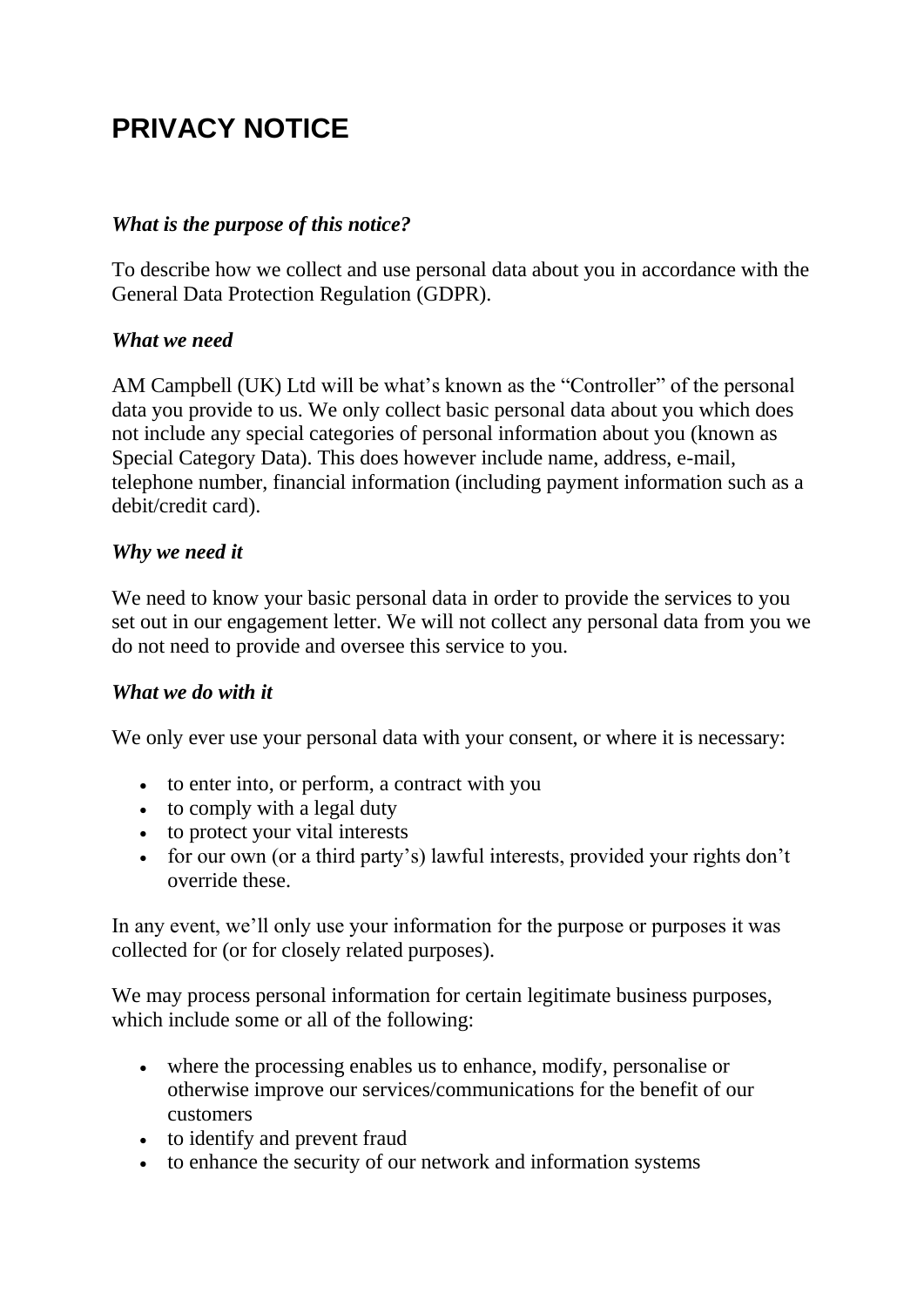# PRIVACY NOTICE

***What is the purpose of this notice?***

To describe how we collect and use personal data about you in accordance with the General Data Protection Regulation (GDPR).

***What we need***

AM Campbell (UK) Ltd will be what's known as the "Controller" of the personal data you provide to us. We only collect basic personal data about you which does not include any special categories of personal information about you (known as Special Category Data). This does however include name, address, e-mail, telephone number, financial information (including payment information such as a debit/credit card).

***Why we need it***

We need to know your basic personal data in order to provide the services to you set out in our engagement letter. We will not collect any personal data from you we do not need to provide and oversee this service to you.

***What we do with it***

We only ever use your personal data with your consent, or where it is necessary:

- to enter into, or perform, a contract with you
- to comply with a legal duty
- to protect your vital interests
- for our own (or a third party's) lawful interests, provided your rights don't override these.

In any event, we'll only use your information for the purpose or purposes it was collected for (or for closely related purposes).

We may process personal information for certain legitimate business purposes, which include some or all of the following:

- where the processing enables us to enhance, modify, personalise or otherwise improve our services/communications for the benefit of our customers
- to identify and prevent fraud
- to enhance the security of our network and information systems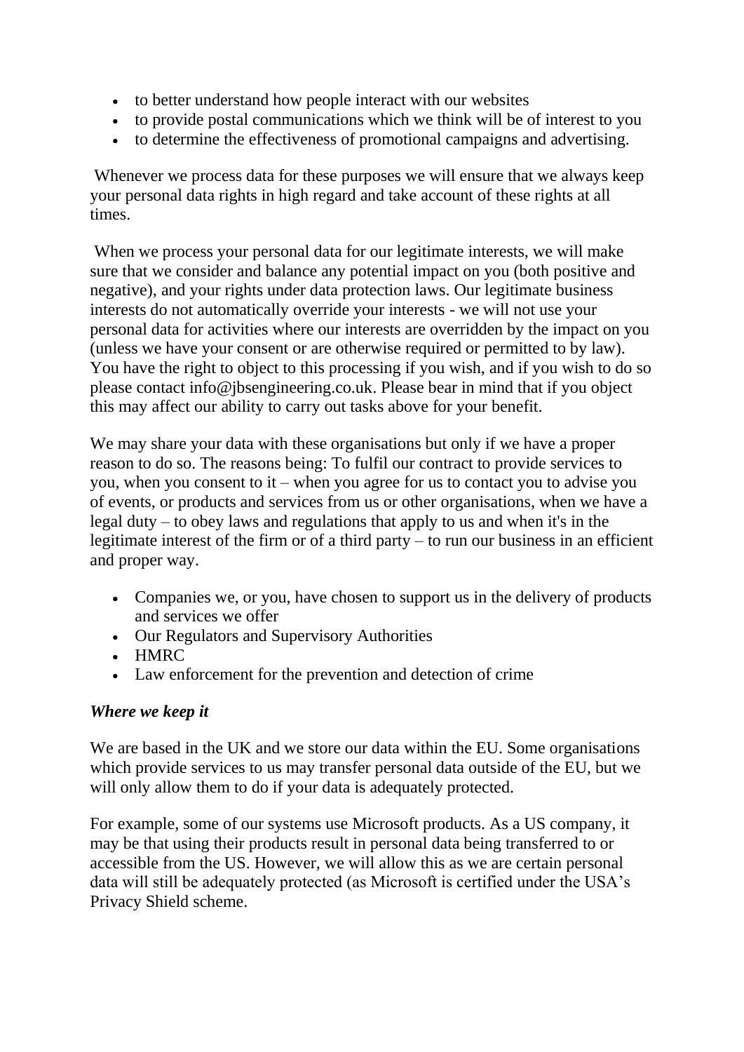- to better understand how people interact with our websites
- to provide postal communications which we think will be of interest to you
- to determine the effectiveness of promotional campaigns and advertising.

Whenever we process data for these purposes we will ensure that we always keep your personal data rights in high regard and take account of these rights at all times.

When we process your personal data for our legitimate interests, we will make sure that we consider and balance any potential impact on you (both positive and negative), and your rights under data protection laws. Our legitimate business interests do not automatically override your interests - we will not use your personal data for activities where our interests are overridden by the impact on you (unless we have your consent or are otherwise required or permitted to by law). You have the right to object to this processing if you wish, and if you wish to do so please contact info@jbsengineering.co.uk. Please bear in mind that if you object this may affect our ability to carry out tasks above for your benefit.

We may share your data with these organisations but only if we have a proper reason to do so. The reasons being: To fulfil our contract to provide services to you, when you consent to it – when you agree for us to contact you to advise you of events, or products and services from us or other organisations, when we have a legal duty – to obey laws and regulations that apply to us and when it's in the legitimate interest of the firm or of a third party – to run our business in an efficient and proper way.

- Companies we, or you, have chosen to support us in the delivery of products and services we offer
- Our Regulators and Supervisory Authorities
- HMRC
- Law enforcement for the prevention and detection of crime

***Where we keep it***

We are based in the UK and we store our data within the EU. Some organisations which provide services to us may transfer personal data outside of the EU, but we will only allow them to do if your data is adequately protected.

For example, some of our systems use Microsoft products. As a US company, it may be that using their products result in personal data being transferred to or accessible from the US. However, we will allow this as we are certain personal data will still be adequately protected (as Microsoft is certified under the USA's Privacy Shield scheme.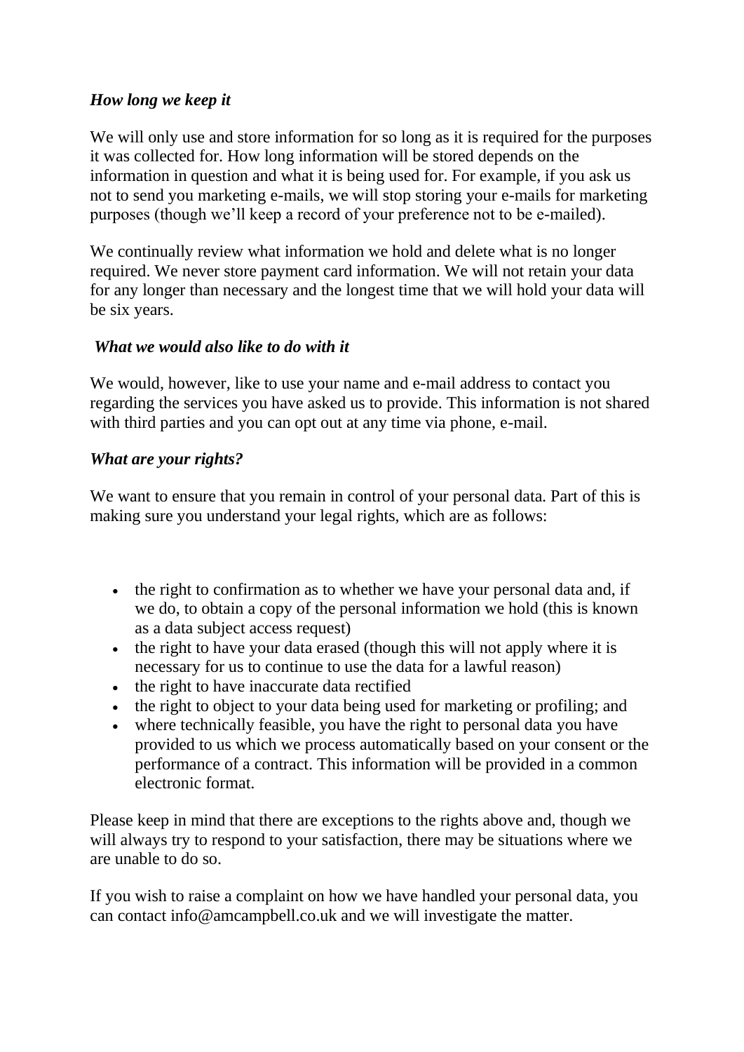*How long we keep it*

We will only use and store information for so long as it is required for the purposes it was collected for. How long information will be stored depends on the information in question and what it is being used for. For example, if you ask us not to send you marketing e-mails, we will stop storing your e-mails for marketing purposes (though we'll keep a record of your preference not to be e-mailed).

We continually review what information we hold and delete what is no longer required. We never store payment card information. We will not retain your data for any longer than necessary and the longest time that we will hold your data will be six years.

*What we would also like to do with it*

We would, however, like to use your name and e-mail address to contact you regarding the services you have asked us to provide. This information is not shared with third parties and you can opt out at any time via phone, e-mail.

*What are your rights?*

We want to ensure that you remain in control of your personal data. Part of this is making sure you understand your legal rights, which are as follows:

- the right to confirmation as to whether we have your personal data and, if we do, to obtain a copy of the personal information we hold (this is known as a data subject access request)
- the right to have your data erased (though this will not apply where it is necessary for us to continue to use the data for a lawful reason)
- the right to have inaccurate data rectified
- the right to object to your data being used for marketing or profiling; and
- where technically feasible, you have the right to personal data you have provided to us which we process automatically based on your consent or the performance of a contract. This information will be provided in a common electronic format.

Please keep in mind that there are exceptions to the rights above and, though we will always try to respond to your satisfaction, there may be situations where we are unable to do so.

If you wish to raise a complaint on how we have handled your personal data, you can contact info@amcampbell.co.uk and we will investigate the matter.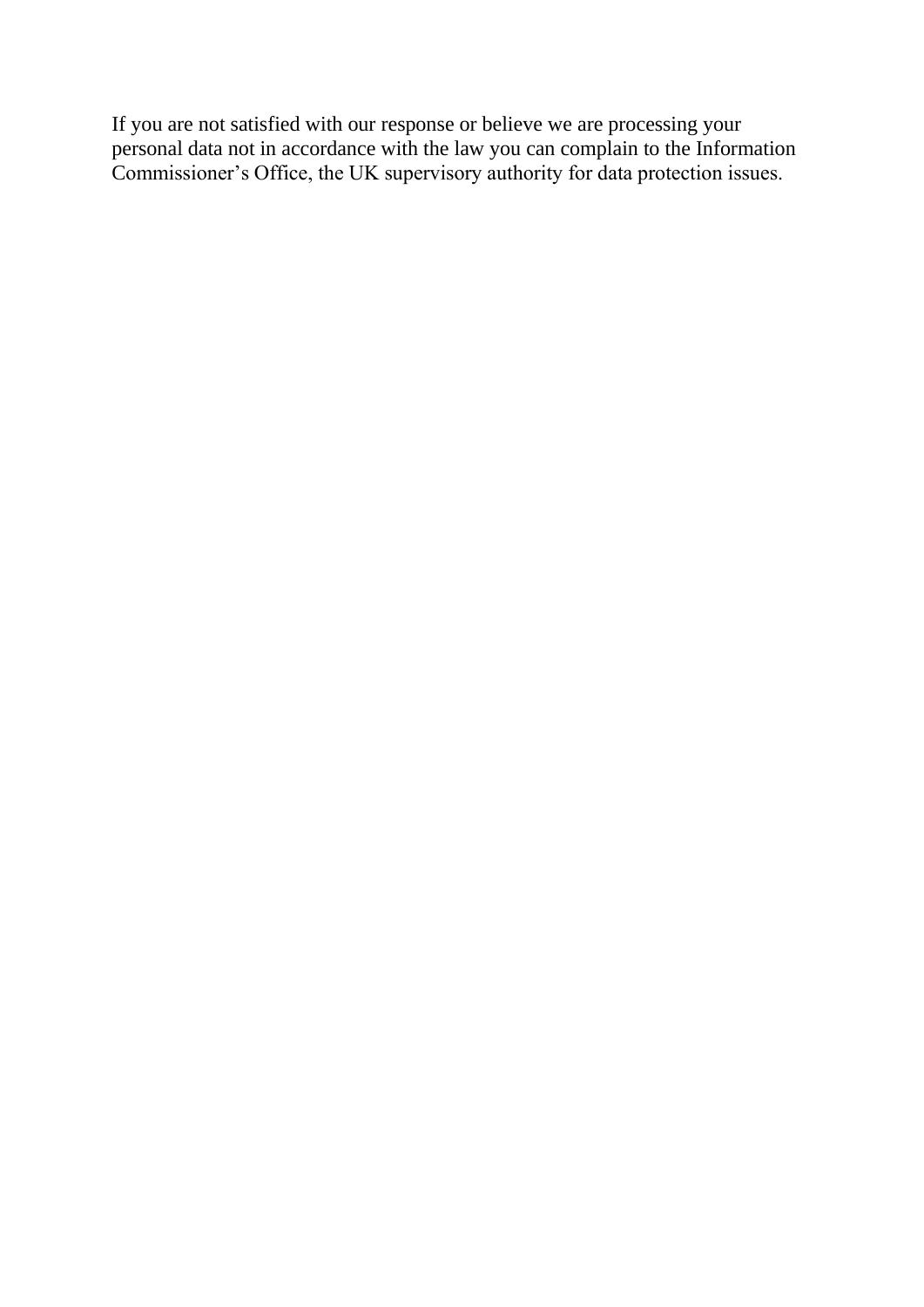If you are not satisfied with our response or believe we are processing your personal data not in accordance with the law you can complain to the Information Commissioner's Office, the UK supervisory authority for data protection issues.